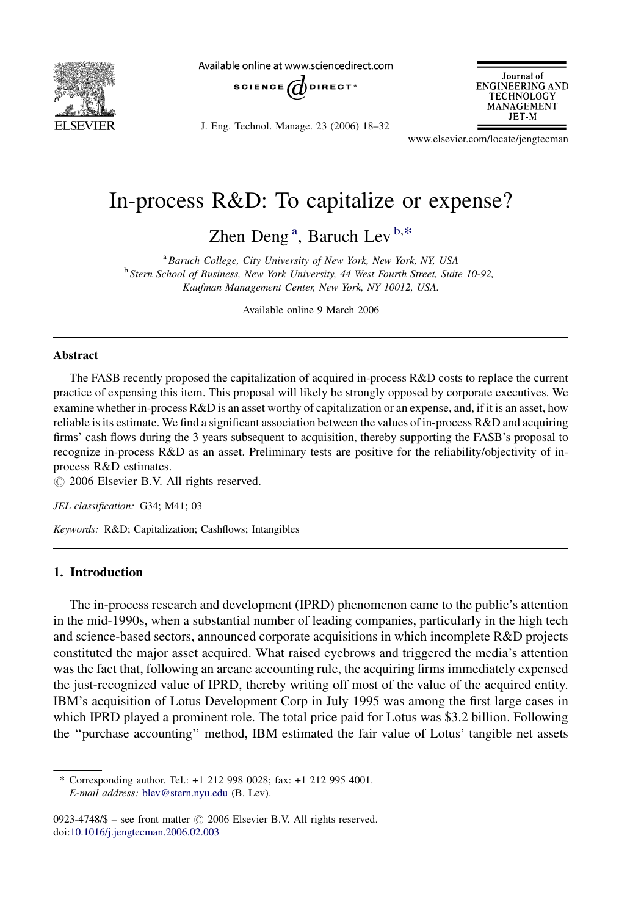# In-process R&D: To capitalize or expense?

Zhen Deng [a], Baruch Lev [b,*]

[a] Baruch College, City University of New York, New York, NY, USA

[b] Stern School of Business, New York University, 44 West Fourth Street, Suite 10-92, Kaufman Management Center, New York, NY 10012, USA.

Available online 9 March 2006

## Abstract

The FASB recently proposed the capitalization of acquired in-process R&D costs to replace the current practice of expensing this item. This proposal will likely be strongly opposed by corporate executives. We examine whether in-process R&D is an asset worthy of capitalization or an expense, and, if it is an asset, how reliable is its estimate. We find a significant association between the values of in-process R&D and acquiring firms' cash flows during the 3 years subsequent to acquisition, thereby supporting the FASB's proposal to recognize in-process R&D as an asset. Preliminary tests are positive for the reliability/objectivity of in-process R&D estimates.

© 2006 Elsevier B.V. All rights reserved.

*JEL classification:* G34; M41; 03

*Keywords:* R&D; Capitalization; Cashflows; Intangibles

## 1. Introduction

The in-process research and development (IPRD) phenomenon came to the public's attention in the mid-1990s, when a substantial number of leading companies, particularly in the high tech and science-based sectors, announced corporate acquisitions in which incomplete R&D projects constituted the major asset acquired. What raised eyebrows and triggered the media's attention was the fact that, following an arcane accounting rule, the acquiring firms immediately expensed the just-recognized value of IPRD, thereby writing off most of the value of the acquired entity. IBM's acquisition of Lotus Development Corp in July 1995 was among the first large cases in which IPRD played a prominent role. The total price paid for Lotus was $3.2 billion. Following the "purchase accounting" method, IBM estimated the fair value of Lotus' tangible net assets

---

* Corresponding author. Tel.: +1 212 998 0028; fax: +1 212 995 4001.
*E-mail address:* blev@stern.nyu.edu (B. Lev).

0923-4748/$ – see front matter © 2006 Elsevier B.V. All rights reserved.
doi:10.1016/j.jengtecman.2006.02.003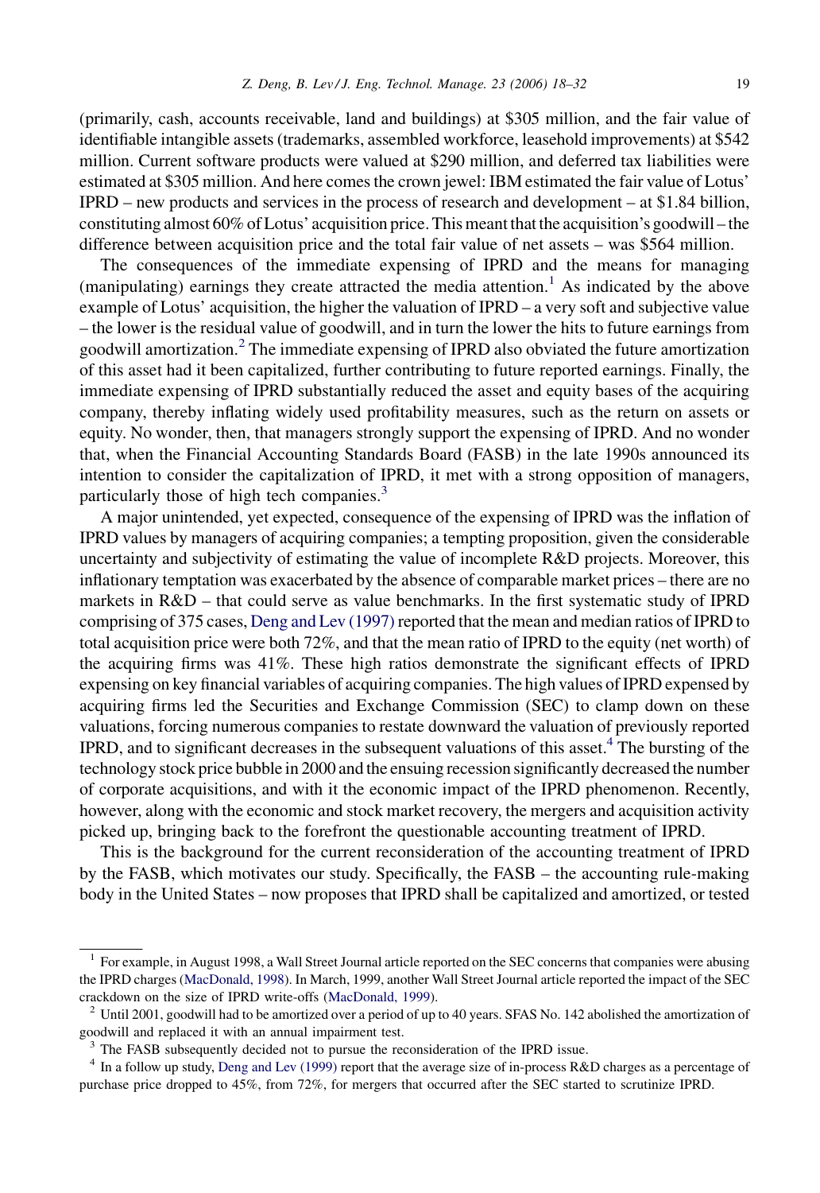(primarily, cash, accounts receivable, land and buildings) at \$305 million, and the fair value of identifiable intangible assets (trademarks, assembled workforce, leasehold improvements) at \$542 million. Current software products were valued at \$290 million, and deferred tax liabilities were estimated at \$305 million. And here comes the crown jewel: IBM estimated the fair value of Lotus' IPRD – new products and services in the process of research and development – at \$1.84 billion, constituting almost 60% of Lotus' acquisition price. This meant that the acquisition's goodwill – the difference between acquisition price and the total fair value of net assets – was \$564 million.

The consequences of the immediate expensing of IPRD and the means for managing (manipulating) earnings they create attracted the media attention.[1] As indicated by the above example of Lotus' acquisition, the higher the valuation of IPRD – a very soft and subjective value – the lower is the residual value of goodwill, and in turn the lower the hits to future earnings from goodwill amortization.[2] The immediate expensing of IPRD also obviated the future amortization of this asset had it been capitalized, further contributing to future reported earnings. Finally, the immediate expensing of IPRD substantially reduced the asset and equity bases of the acquiring company, thereby inflating widely used profitability measures, such as the return on assets or equity. No wonder, then, that managers strongly support the expensing of IPRD. And no wonder that, when the Financial Accounting Standards Board (FASB) in the late 1990s announced its intention to consider the capitalization of IPRD, it met with a strong opposition of managers, particularly those of high tech companies.[3]

A major unintended, yet expected, consequence of the expensing of IPRD was the inflation of IPRD values by managers of acquiring companies; a tempting proposition, given the considerable uncertainty and subjectivity of estimating the value of incomplete R&D projects. Moreover, this inflationary temptation was exacerbated by the absence of comparable market prices – there are no markets in R&D – that could serve as value benchmarks. In the first systematic study of IPRD comprising of 375 cases, Deng and Lev (1997) reported that the mean and median ratios of IPRD to total acquisition price were both 72%, and that the mean ratio of IPRD to the equity (net worth) of the acquiring firms was 41%. These high ratios demonstrate the significant effects of IPRD expensing on key financial variables of acquiring companies. The high values of IPRD expensed by acquiring firms led the Securities and Exchange Commission (SEC) to clamp down on these valuations, forcing numerous companies to restate downward the valuation of previously reported IPRD, and to significant decreases in the subsequent valuations of this asset.[4] The bursting of the technology stock price bubble in 2000 and the ensuing recession significantly decreased the number of corporate acquisitions, and with it the economic impact of the IPRD phenomenon. Recently, however, along with the economic and stock market recovery, the mergers and acquisition activity picked up, bringing back to the forefront the questionable accounting treatment of IPRD.

This is the background for the current reconsideration of the accounting treatment of IPRD by the FASB, which motivates our study. Specifically, the FASB – the accounting rule-making body in the United States – now proposes that IPRD shall be capitalized and amortized, or tested

---

[1] For example, in August 1998, a Wall Street Journal article reported on the SEC concerns that companies were abusing the IPRD charges (MacDonald, 1998). In March, 1999, another Wall Street Journal article reported the impact of the SEC crackdown on the size of IPRD write-offs (MacDonald, 1999).

[2] Until 2001, goodwill had to be amortized over a period of up to 40 years. SFAS No. 142 abolished the amortization of goodwill and replaced it with an annual impairment test.

[3] The FASB subsequently decided not to pursue the reconsideration of the IPRD issue.

[4] In a follow up study, Deng and Lev (1999) report that the average size of in-process R&D charges as a percentage of purchase price dropped to 45%, from 72%, for mergers that occurred after the SEC started to scrutinize IPRD.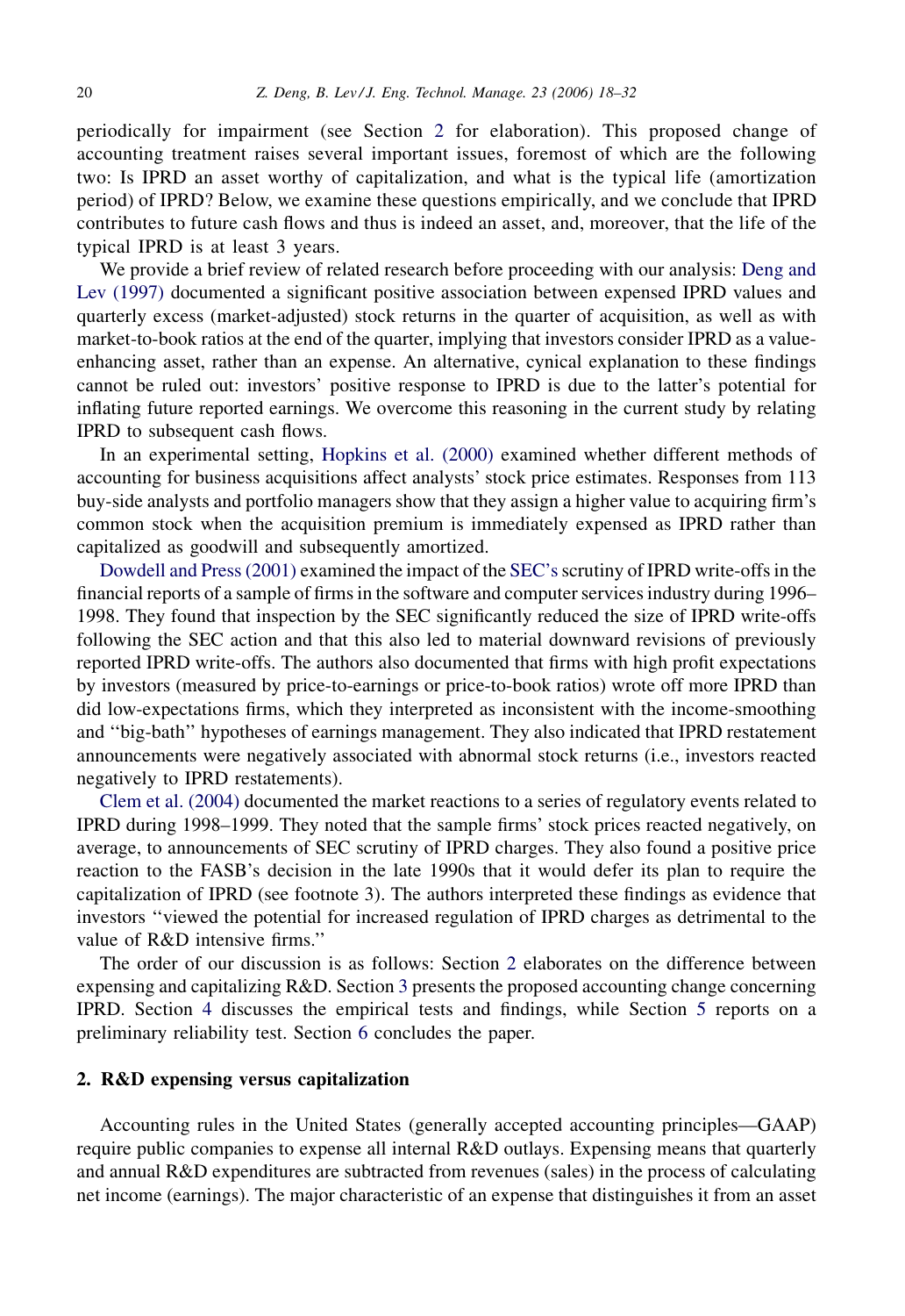periodically for impairment (see Section 2 for elaboration). This proposed change of accounting treatment raises several important issues, foremost of which are the following two: Is IPRD an asset worthy of capitalization, and what is the typical life (amortization period) of IPRD? Below, we examine these questions empirically, and we conclude that IPRD contributes to future cash flows and thus is indeed an asset, and, moreover, that the life of the typical IPRD is at least 3 years.

We provide a brief review of related research before proceeding with our analysis: Deng and Lev (1997) documented a significant positive association between expensed IPRD values and quarterly excess (market-adjusted) stock returns in the quarter of acquisition, as well as with market-to-book ratios at the end of the quarter, implying that investors consider IPRD as a value-enhancing asset, rather than an expense. An alternative, cynical explanation to these findings cannot be ruled out: investors' positive response to IPRD is due to the latter's potential for inflating future reported earnings. We overcome this reasoning in the current study by relating IPRD to subsequent cash flows.

In an experimental setting, Hopkins et al. (2000) examined whether different methods of accounting for business acquisitions affect analysts' stock price estimates. Responses from 113 buy-side analysts and portfolio managers show that they assign a higher value to acquiring firm's common stock when the acquisition premium is immediately expensed as IPRD rather than capitalized as goodwill and subsequently amortized.

Dowdell and Press (2001) examined the impact of the SEC's scrutiny of IPRD write-offs in the financial reports of a sample of firms in the software and computer services industry during 1996–1998. They found that inspection by the SEC significantly reduced the size of IPRD write-offs following the SEC action and that this also led to material downward revisions of previously reported IPRD write-offs. The authors also documented that firms with high profit expectations by investors (measured by price-to-earnings or price-to-book ratios) wrote off more IPRD than did low-expectations firms, which they interpreted as inconsistent with the income-smoothing and ''big-bath'' hypotheses of earnings management. They also indicated that IPRD restatement announcements were negatively associated with abnormal stock returns (i.e., investors reacted negatively to IPRD restatements).

Clem et al. (2004) documented the market reactions to a series of regulatory events related to IPRD during 1998–1999. They noted that the sample firms' stock prices reacted negatively, on average, to announcements of SEC scrutiny of IPRD charges. They also found a positive price reaction to the FASB's decision in the late 1990s that it would defer its plan to require the capitalization of IPRD (see footnote 3). The authors interpreted these findings as evidence that investors ''viewed the potential for increased regulation of IPRD charges as detrimental to the value of R&D intensive firms.''

The order of our discussion is as follows: Section 2 elaborates on the difference between expensing and capitalizing R&D. Section 3 presents the proposed accounting change concerning IPRD. Section 4 discusses the empirical tests and findings, while Section 5 reports on a preliminary reliability test. Section 6 concludes the paper.

## 2. R&D expensing versus capitalization

Accounting rules in the United States (generally accepted accounting principles—GAAP) require public companies to expense all internal R&D outlays. Expensing means that quarterly and annual R&D expenditures are subtracted from revenues (sales) in the process of calculating net income (earnings). The major characteristic of an expense that distinguishes it from an asset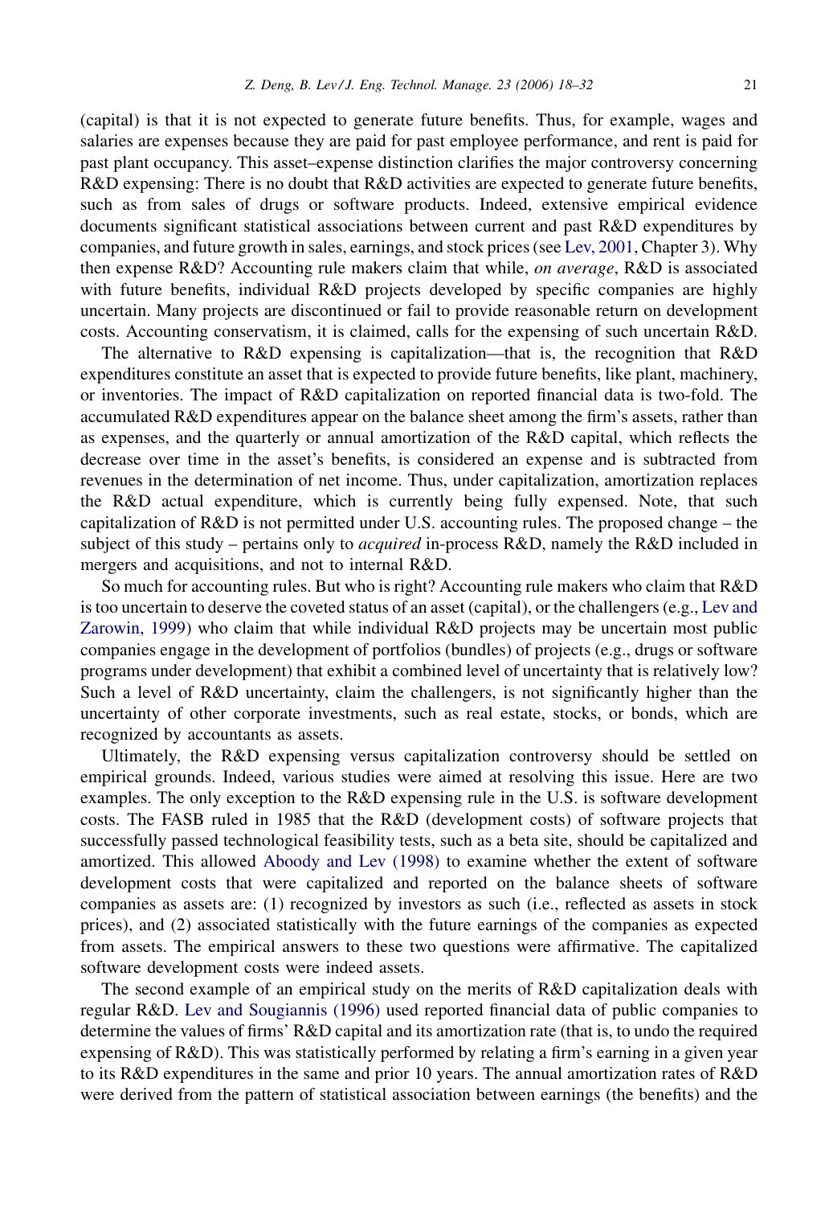(capital) is that it is not expected to generate future benefits. Thus, for example, wages and salaries are expenses because they are paid for past employee performance, and rent is paid for past plant occupancy. This asset–expense distinction clarifies the major controversy concerning R&D expensing: There is no doubt that R&D activities are expected to generate future benefits, such as from sales of drugs or software products. Indeed, extensive empirical evidence documents significant statistical associations between current and past R&D expenditures by companies, and future growth in sales, earnings, and stock prices (see Lev, 2001, Chapter 3). Why then expense R&D? Accounting rule makers claim that while, *on average*, R&D is associated with future benefits, individual R&D projects developed by specific companies are highly uncertain. Many projects are discontinued or fail to provide reasonable return on development costs. Accounting conservatism, it is claimed, calls for the expensing of such uncertain R&D.

The alternative to R&D expensing is capitalization—that is, the recognition that R&D expenditures constitute an asset that is expected to provide future benefits, like plant, machinery, or inventories. The impact of R&D capitalization on reported financial data is two-fold. The accumulated R&D expenditures appear on the balance sheet among the firm's assets, rather than as expenses, and the quarterly or annual amortization of the R&D capital, which reflects the decrease over time in the asset's benefits, is considered an expense and is subtracted from revenues in the determination of net income. Thus, under capitalization, amortization replaces the R&D actual expenditure, which is currently being fully expensed. Note, that such capitalization of R&D is not permitted under U.S. accounting rules. The proposed change – the subject of this study – pertains only to *acquired* in-process R&D, namely the R&D included in mergers and acquisitions, and not to internal R&D.

So much for accounting rules. But who is right? Accounting rule makers who claim that R&D is too uncertain to deserve the coveted status of an asset (capital), or the challengers (e.g., Lev and Zarowin, 1999) who claim that while individual R&D projects may be uncertain most public companies engage in the development of portfolios (bundles) of projects (e.g., drugs or software programs under development) that exhibit a combined level of uncertainty that is relatively low? Such a level of R&D uncertainty, claim the challengers, is not significantly higher than the uncertainty of other corporate investments, such as real estate, stocks, or bonds, which are recognized by accountants as assets.

Ultimately, the R&D expensing versus capitalization controversy should be settled on empirical grounds. Indeed, various studies were aimed at resolving this issue. Here are two examples. The only exception to the R&D expensing rule in the U.S. is software development costs. The FASB ruled in 1985 that the R&D (development costs) of software projects that successfully passed technological feasibility tests, such as a beta site, should be capitalized and amortized. This allowed Aboody and Lev (1998) to examine whether the extent of software development costs that were capitalized and reported on the balance sheets of software companies as assets are: (1) recognized by investors as such (i.e., reflected as assets in stock prices), and (2) associated statistically with the future earnings of the companies as expected from assets. The empirical answers to these two questions were affirmative. The capitalized software development costs were indeed assets.

The second example of an empirical study on the merits of R&D capitalization deals with regular R&D. Lev and Sougiannis (1996) used reported financial data of public companies to determine the values of firms' R&D capital and its amortization rate (that is, to undo the required expensing of R&D). This was statistically performed by relating a firm's earning in a given year to its R&D expenditures in the same and prior 10 years. The annual amortization rates of R&D were derived from the pattern of statistical association between earnings (the benefits) and the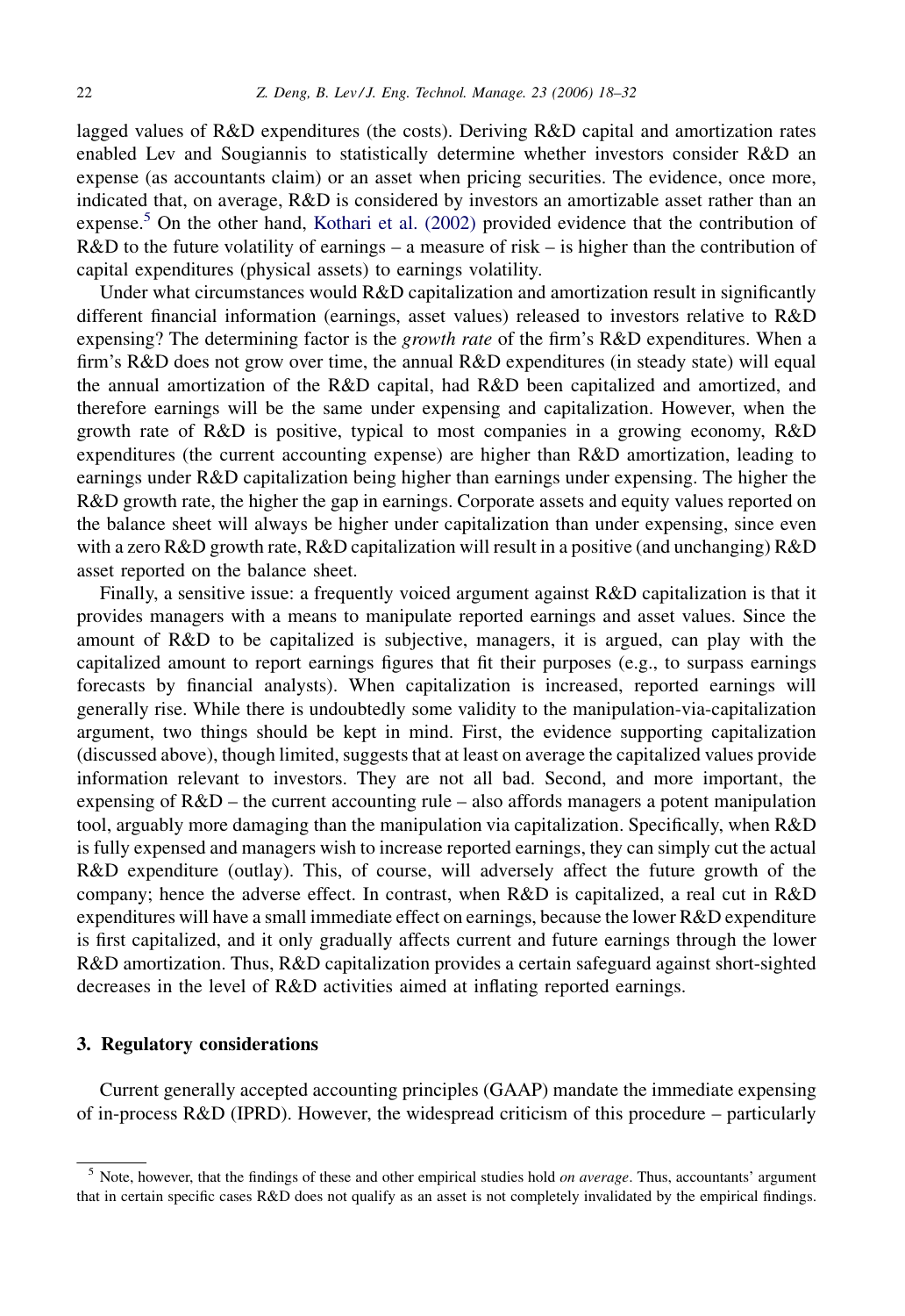lagged values of R&D expenditures (the costs). Deriving R&D capital and amortization rates enabled Lev and Sougiannis to statistically determine whether investors consider R&D an expense (as accountants claim) or an asset when pricing securities. The evidence, once more, indicated that, on average, R&D is considered by investors an amortizable asset rather than an expense.[5] On the other hand, Kothari et al. (2002) provided evidence that the contribution of R&D to the future volatility of earnings – a measure of risk – is higher than the contribution of capital expenditures (physical assets) to earnings volatility.

Under what circumstances would R&D capitalization and amortization result in significantly different financial information (earnings, asset values) released to investors relative to R&D expensing? The determining factor is the *growth rate* of the firm's R&D expenditures. When a firm's R&D does not grow over time, the annual R&D expenditures (in steady state) will equal the annual amortization of the R&D capital, had R&D been capitalized and amortized, and therefore earnings will be the same under expensing and capitalization. However, when the growth rate of R&D is positive, typical to most companies in a growing economy, R&D expenditures (the current accounting expense) are higher than R&D amortization, leading to earnings under R&D capitalization being higher than earnings under expensing. The higher the R&D growth rate, the higher the gap in earnings. Corporate assets and equity values reported on the balance sheet will always be higher under capitalization than under expensing, since even with a zero R&D growth rate, R&D capitalization will result in a positive (and unchanging) R&D asset reported on the balance sheet.

Finally, a sensitive issue: a frequently voiced argument against R&D capitalization is that it provides managers with a means to manipulate reported earnings and asset values. Since the amount of R&D to be capitalized is subjective, managers, it is argued, can play with the capitalized amount to report earnings figures that fit their purposes (e.g., to surpass earnings forecasts by financial analysts). When capitalization is increased, reported earnings will generally rise. While there is undoubtedly some validity to the manipulation-via-capitalization argument, two things should be kept in mind. First, the evidence supporting capitalization (discussed above), though limited, suggests that at least on average the capitalized values provide information relevant to investors. They are not all bad. Second, and more important, the expensing of R&D – the current accounting rule – also affords managers a potent manipulation tool, arguably more damaging than the manipulation via capitalization. Specifically, when R&D is fully expensed and managers wish to increase reported earnings, they can simply cut the actual R&D expenditure (outlay). This, of course, will adversely affect the future growth of the company; hence the adverse effect. In contrast, when R&D is capitalized, a real cut in R&D expenditures will have a small immediate effect on earnings, because the lower R&D expenditure is first capitalized, and it only gradually affects current and future earnings through the lower R&D amortization. Thus, R&D capitalization provides a certain safeguard against short-sighted decreases in the level of R&D activities aimed at inflating reported earnings.

## 3. Regulatory considerations

Current generally accepted accounting principles (GAAP) mandate the immediate expensing of in-process R&D (IPRD). However, the widespread criticism of this procedure – particularly

---

[5] Note, however, that the findings of these and other empirical studies hold *on average*. Thus, accountants' argument that in certain specific cases R&D does not qualify as an asset is not completely invalidated by the empirical findings.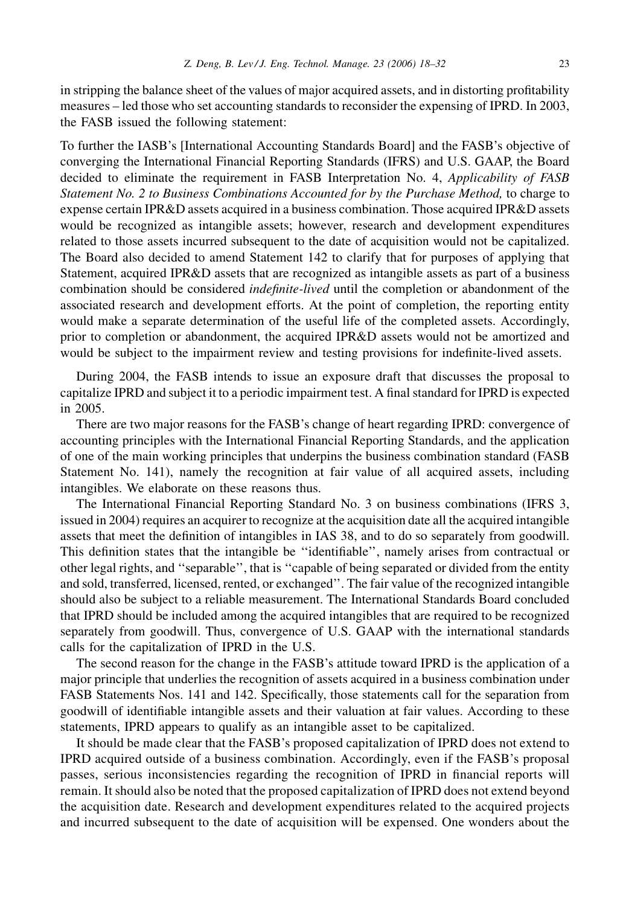in stripping the balance sheet of the values of major acquired assets, and in distorting profitability measures – led those who set accounting standards to reconsider the expensing of IPRD. In 2003, the FASB issued the following statement:

To further the IASB's [International Accounting Standards Board] and the FASB's objective of converging the International Financial Reporting Standards (IFRS) and U.S. GAAP, the Board decided to eliminate the requirement in FASB Interpretation No. 4, *Applicability of FASB Statement No. 2 to Business Combinations Accounted for by the Purchase Method,* to charge to expense certain IPR&D assets acquired in a business combination. Those acquired IPR&D assets would be recognized as intangible assets; however, research and development expenditures related to those assets incurred subsequent to the date of acquisition would not be capitalized. The Board also decided to amend Statement 142 to clarify that for purposes of applying that Statement, acquired IPR&D assets that are recognized as intangible assets as part of a business combination should be considered *indefinite-lived* until the completion or abandonment of the associated research and development efforts. At the point of completion, the reporting entity would make a separate determination of the useful life of the completed assets. Accordingly, prior to completion or abandonment, the acquired IPR&D assets would not be amortized and would be subject to the impairment review and testing provisions for indefinite-lived assets.

During 2004, the FASB intends to issue an exposure draft that discusses the proposal to capitalize IPRD and subject it to a periodic impairment test. A final standard for IPRD is expected in 2005.

There are two major reasons for the FASB's change of heart regarding IPRD: convergence of accounting principles with the International Financial Reporting Standards, and the application of one of the main working principles that underpins the business combination standard (FASB Statement No. 141), namely the recognition at fair value of all acquired assets, including intangibles. We elaborate on these reasons thus.

The International Financial Reporting Standard No. 3 on business combinations (IFRS 3, issued in 2004) requires an acquirer to recognize at the acquisition date all the acquired intangible assets that meet the definition of intangibles in IAS 38, and to do so separately from goodwill. This definition states that the intangible be ''identifiable'', namely arises from contractual or other legal rights, and ''separable'', that is ''capable of being separated or divided from the entity and sold, transferred, licensed, rented, or exchanged''. The fair value of the recognized intangible should also be subject to a reliable measurement. The International Standards Board concluded that IPRD should be included among the acquired intangibles that are required to be recognized separately from goodwill. Thus, convergence of U.S. GAAP with the international standards calls for the capitalization of IPRD in the U.S.

The second reason for the change in the FASB's attitude toward IPRD is the application of a major principle that underlies the recognition of assets acquired in a business combination under FASB Statements Nos. 141 and 142. Specifically, those statements call for the separation from goodwill of identifiable intangible assets and their valuation at fair values. According to these statements, IPRD appears to qualify as an intangible asset to be capitalized.

It should be made clear that the FASB's proposed capitalization of IPRD does not extend to IPRD acquired outside of a business combination. Accordingly, even if the FASB's proposal passes, serious inconsistencies regarding the recognition of IPRD in financial reports will remain. It should also be noted that the proposed capitalization of IPRD does not extend beyond the acquisition date. Research and development expenditures related to the acquired projects and incurred subsequent to the date of acquisition will be expensed. One wonders about the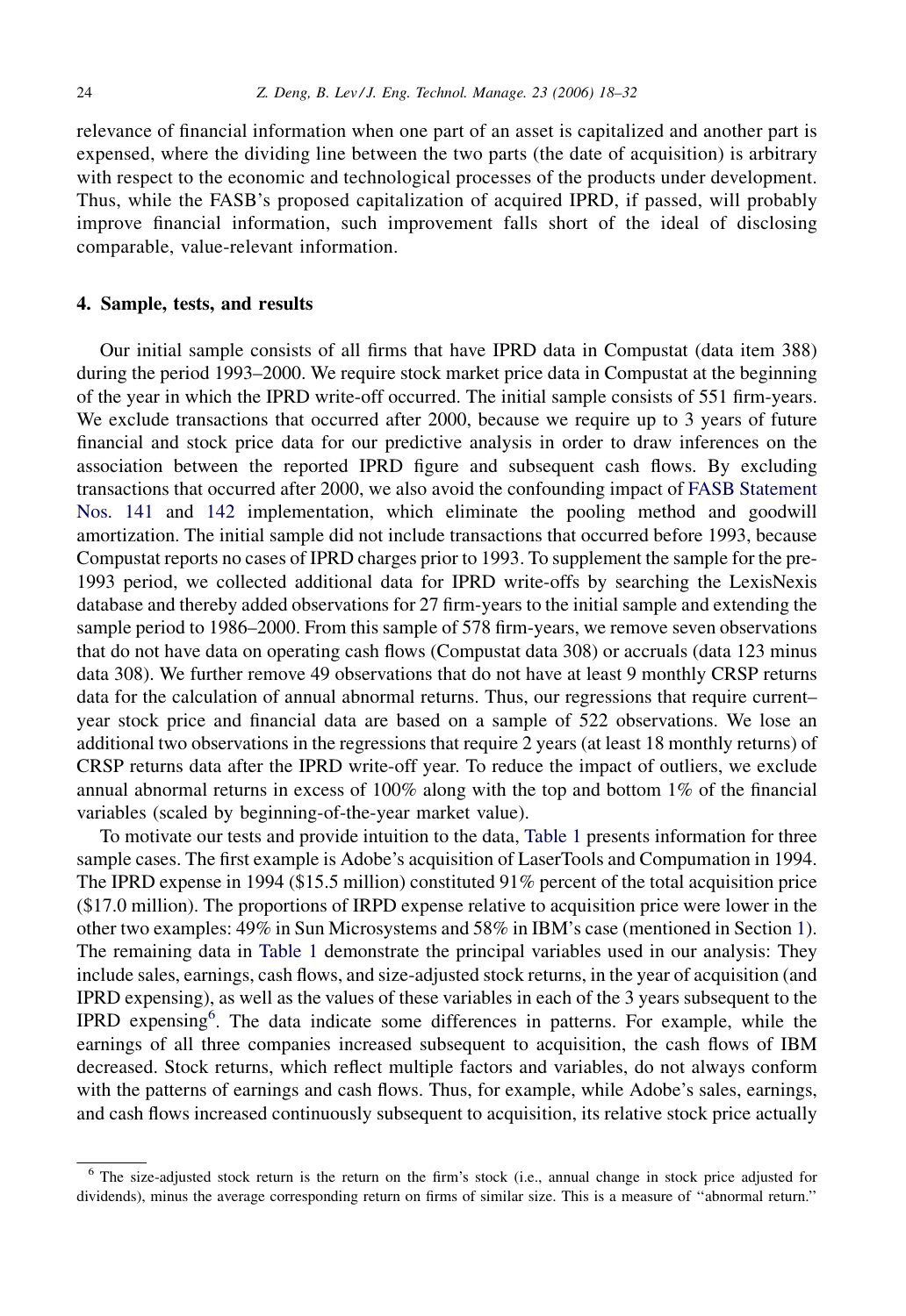relevance of financial information when one part of an asset is capitalized and another part is expensed, where the dividing line between the two parts (the date of acquisition) is arbitrary with respect to the economic and technological processes of the products under development. Thus, while the FASB's proposed capitalization of acquired IPRD, if passed, will probably improve financial information, such improvement falls short of the ideal of disclosing comparable, value-relevant information.

## 4. Sample, tests, and results

Our initial sample consists of all firms that have IPRD data in Compustat (data item 388) during the period 1993–2000. We require stock market price data in Compustat at the beginning of the year in which the IPRD write-off occurred. The initial sample consists of 551 firm-years. We exclude transactions that occurred after 2000, because we require up to 3 years of future financial and stock price data for our predictive analysis in order to draw inferences on the association between the reported IPRD figure and subsequent cash flows. By excluding transactions that occurred after 2000, we also avoid the confounding impact of FASB Statement Nos. 141 and 142 implementation, which eliminate the pooling method and goodwill amortization. The initial sample did not include transactions that occurred before 1993, because Compustat reports no cases of IPRD charges prior to 1993. To supplement the sample for the pre-1993 period, we collected additional data for IPRD write-offs by searching the LexisNexis database and thereby added observations for 27 firm-years to the initial sample and extending the sample period to 1986–2000. From this sample of 578 firm-years, we remove seven observations that do not have data on operating cash flows (Compustat data 308) or accruals (data 123 minus data 308). We further remove 49 observations that do not have at least 9 monthly CRSP returns data for the calculation of annual abnormal returns. Thus, our regressions that require current–year stock price and financial data are based on a sample of 522 observations. We lose an additional two observations in the regressions that require 2 years (at least 18 monthly returns) of CRSP returns data after the IPRD write-off year. To reduce the impact of outliers, we exclude annual abnormal returns in excess of 100% along with the top and bottom 1% of the financial variables (scaled by beginning-of-the-year market value).

To motivate our tests and provide intuition to the data, Table 1 presents information for three sample cases. The first example is Adobe's acquisition of LaserTools and Compumation in 1994. The IPRD expense in 1994 ($15.5 million) constituted 91% percent of the total acquisition price ($17.0 million). The proportions of IRPD expense relative to acquisition price were lower in the other two examples: 49% in Sun Microsystems and 58% in IBM's case (mentioned in Section 1). The remaining data in Table 1 demonstrate the principal variables used in our analysis: They include sales, earnings, cash flows, and size-adjusted stock returns, in the year of acquisition (and IPRD expensing), as well as the values of these variables in each of the 3 years subsequent to the IPRD expensing[6]. The data indicate some differences in patterns. For example, while the earnings of all three companies increased subsequent to acquisition, the cash flows of IBM decreased. Stock returns, which reflect multiple factors and variables, do not always conform with the patterns of earnings and cash flows. Thus, for example, while Adobe's sales, earnings, and cash flows increased continuously subsequent to acquisition, its relative stock price actually

[6] The size-adjusted stock return is the return on the firm's stock (i.e., annual change in stock price adjusted for dividends), minus the average corresponding return on firms of similar size. This is a measure of "abnormal return."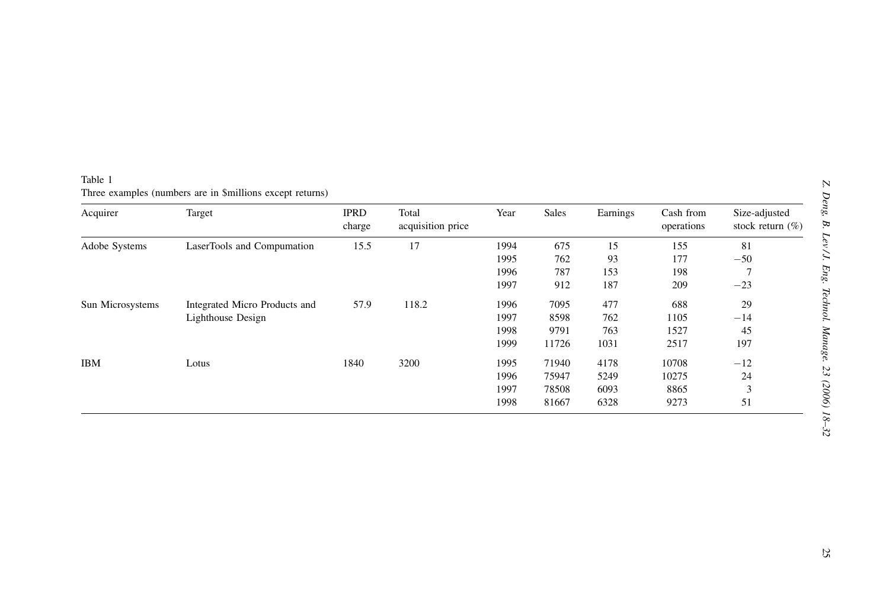Table 1
Three examples (numbers are in $millions except returns)

| Acquirer | Target | IPRD charge | Total acquisition price | Year | Sales | Earnings | Cash from operations | Size-adjusted stock return (%) |
|---|---|---|---|---|---|---|---|---|
| Adobe Systems | LaserTools and Compumation | 15.5 | 17 | 1994 | 675 | 15 | 155 | 81 |
| | | | | 1995 | 762 | 93 | 177 | −50 |
| | | | | 1996 | 787 | 153 | 198 | 7 |
| | | | | 1997 | 912 | 187 | 209 | −23 |
| Sun Microsystems | Integrated Micro Products and Lighthouse Design | 57.9 | 118.2 | 1996 | 7095 | 477 | 688 | 29 |
| | | | | 1997 | 8598 | 762 | 1105 | −14 |
| | | | | 1998 | 9791 | 763 | 1527 | 45 |
| | | | | 1999 | 11726 | 1031 | 2517 | 197 |
| IBM | Lotus | 1840 | 3200 | 1995 | 71940 | 4178 | 10708 | −12 |
| | | | | 1996 | 75947 | 5249 | 10275 | 24 |
| | | | | 1997 | 78508 | 6093 | 8865 | 3 |
| | | | | 1998 | 81667 | 6328 | 9273 | 51 |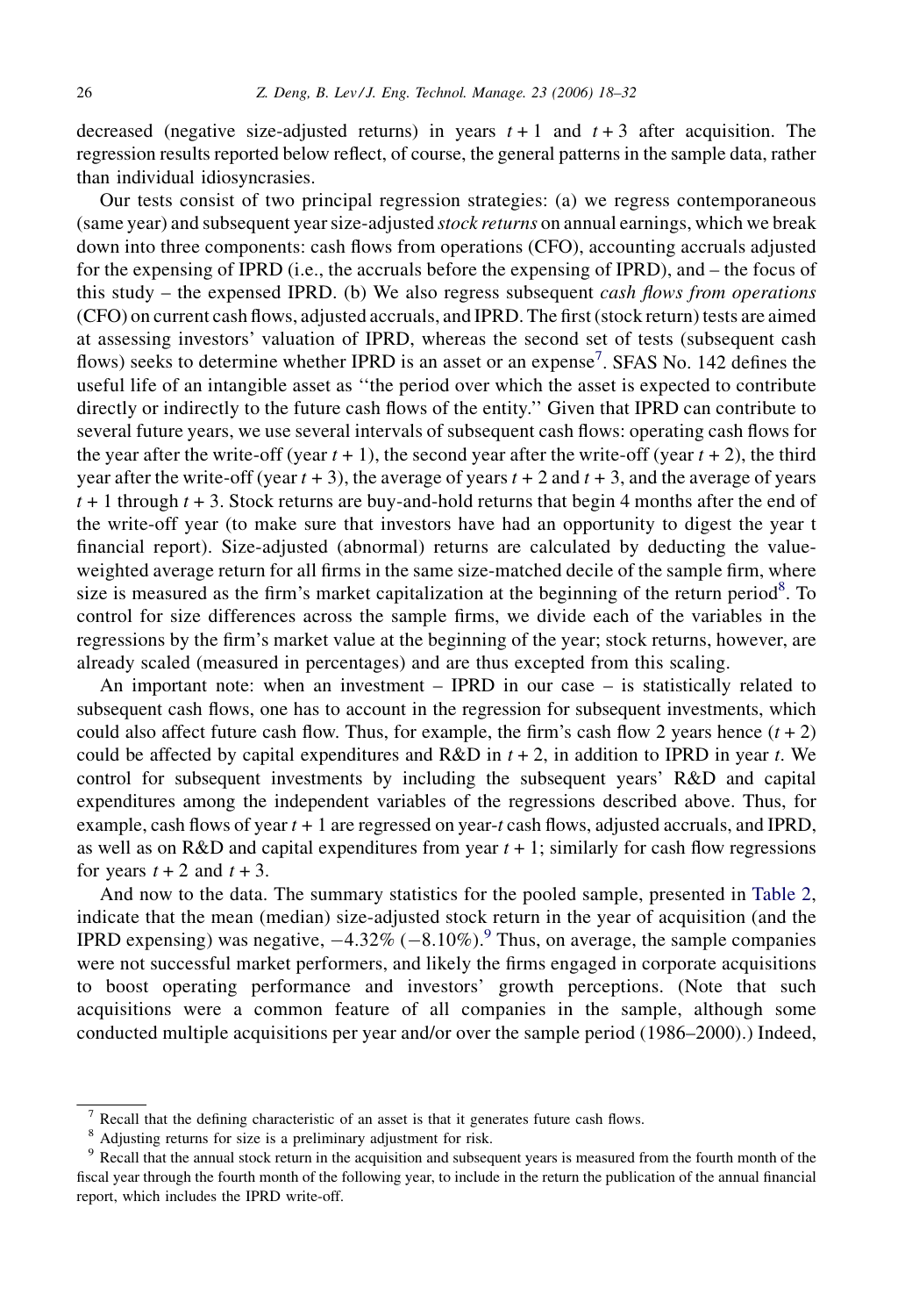decreased (negative size-adjusted returns) in years $t + 1$ and $t + 3$ after acquisition. The regression results reported below reflect, of course, the general patterns in the sample data, rather than individual idiosyncrasies.

Our tests consist of two principal regression strategies: (a) we regress contemporaneous (same year) and subsequent year size-adjusted *stock returns* on annual earnings, which we break down into three components: cash flows from operations (CFO), accounting accruals adjusted for the expensing of IPRD (i.e., the accruals before the expensing of IPRD), and – the focus of this study – the expensed IPRD. (b) We also regress subsequent *cash flows from operations* (CFO) on current cash flows, adjusted accruals, and IPRD. The first (stock return) tests are aimed at assessing investors' valuation of IPRD, whereas the second set of tests (subsequent cash flows) seeks to determine whether IPRD is an asset or an expense[7]. SFAS No. 142 defines the useful life of an intangible asset as "the period over which the asset is expected to contribute directly or indirectly to the future cash flows of the entity." Given that IPRD can contribute to several future years, we use several intervals of subsequent cash flows: operating cash flows for the year after the write-off (year $t + 1$), the second year after the write-off (year $t + 2$), the third year after the write-off (year $t + 3$), the average of years $t + 2$ and $t + 3$, and the average of years $t + 1$ through $t + 3$. Stock returns are buy-and-hold returns that begin 4 months after the end of the write-off year (to make sure that investors have had an opportunity to digest the year t financial report). Size-adjusted (abnormal) returns are calculated by deducting the value-weighted average return for all firms in the same size-matched decile of the sample firm, where size is measured as the firm's market capitalization at the beginning of the return period[8]. To control for size differences across the sample firms, we divide each of the variables in the regressions by the firm's market value at the beginning of the year; stock returns, however, are already scaled (measured in percentages) and are thus excepted from this scaling.

An important note: when an investment – IPRD in our case – is statistically related to subsequent cash flows, one has to account in the regression for subsequent investments, which could also affect future cash flow. Thus, for example, the firm's cash flow 2 years hence ($t + 2$) could be affected by capital expenditures and R&D in $t + 2$, in addition to IPRD in year $t$. We control for subsequent investments by including the subsequent years' R&D and capital expenditures among the independent variables of the regressions described above. Thus, for example, cash flows of year $t + 1$ are regressed on year-$t$ cash flows, adjusted accruals, and IPRD, as well as on R&D and capital expenditures from year $t + 1$; similarly for cash flow regressions for years $t + 2$ and $t + 3$.

And now to the data. The summary statistics for the pooled sample, presented in Table 2, indicate that the mean (median) size-adjusted stock return in the year of acquisition (and the IPRD expensing) was negative, −4.32% (−8.10%).[9] Thus, on average, the sample companies were not successful market performers, and likely the firms engaged in corporate acquisitions to boost operating performance and investors' growth perceptions. (Note that such acquisitions were a common feature of all companies in the sample, although some conducted multiple acquisitions per year and/or over the sample period (1986–2000).) Indeed,

---

[7] Recall that the defining characteristic of an asset is that it generates future cash flows.

[8] Adjusting returns for size is a preliminary adjustment for risk.

[9] Recall that the annual stock return in the acquisition and subsequent years is measured from the fourth month of the fiscal year through the fourth month of the following year, to include in the return the publication of the annual financial report, which includes the IPRD write-off.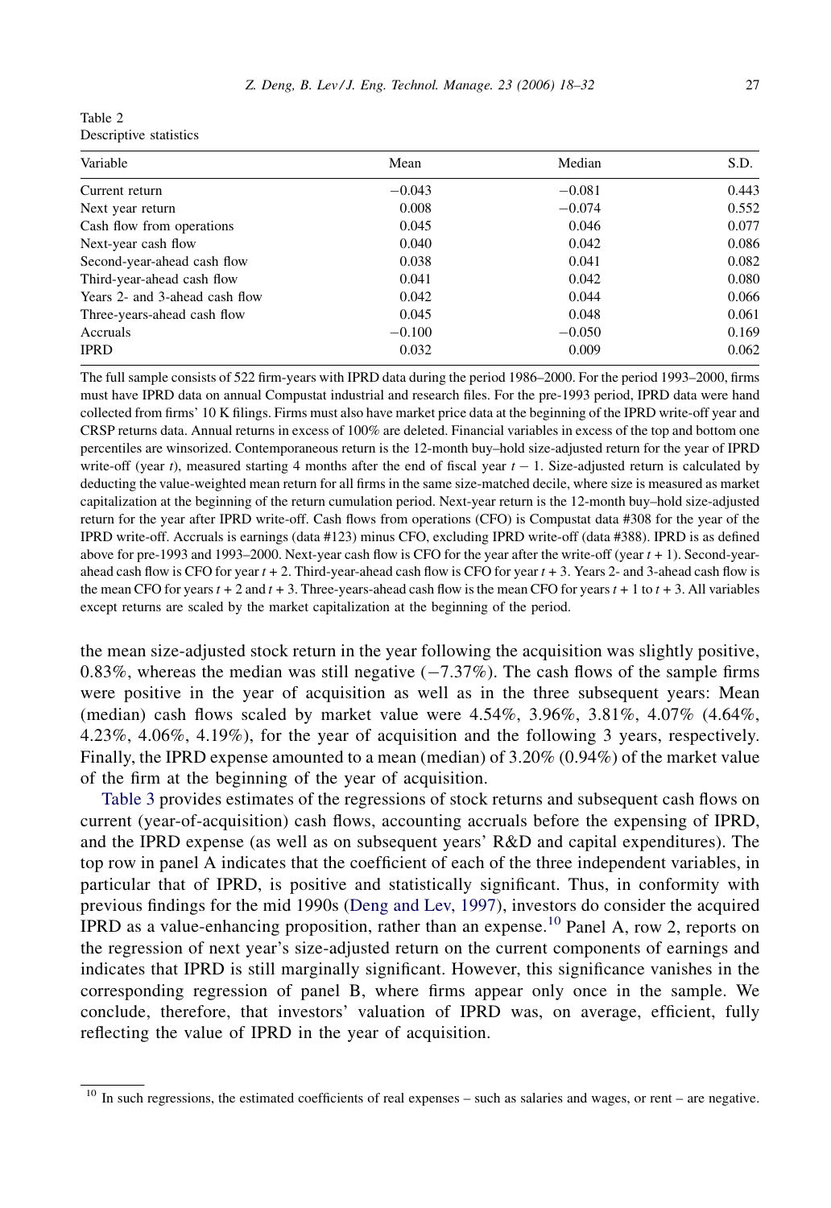Table 2
Descriptive statistics

| Variable | Mean | Median | S.D. |
|---|---|---|---|
| Current return | −0.043 | −0.081 | 0.443 |
| Next year return | 0.008 | −0.074 | 0.552 |
| Cash flow from operations | 0.045 | 0.046 | 0.077 |
| Next-year cash flow | 0.040 | 0.042 | 0.086 |
| Second-year-ahead cash flow | 0.038 | 0.041 | 0.082 |
| Third-year-ahead cash flow | 0.041 | 0.042 | 0.080 |
| Years 2- and 3-ahead cash flow | 0.042 | 0.044 | 0.066 |
| Three-years-ahead cash flow | 0.045 | 0.048 | 0.061 |
| Accruals | −0.100 | −0.050 | 0.169 |
| IPRD | 0.032 | 0.009 | 0.062 |

The full sample consists of 522 firm-years with IPRD data during the period 1986–2000. For the period 1993–2000, firms must have IPRD data on annual Compustat industrial and research files. For the pre-1993 period, IPRD data were hand collected from firms' 10 K filings. Firms must also have market price data at the beginning of the IPRD write-off year and CRSP returns data. Annual returns in excess of 100% are deleted. Financial variables in excess of the top and bottom one percentiles are winsorized. Contemporaneous return is the 12-month buy–hold size-adjusted return for the year of IPRD write-off (year $t$), measured starting 4 months after the end of fiscal year $t-1$. Size-adjusted return is calculated by deducting the value-weighted mean return for all firms in the same size-matched decile, where size is measured as market capitalization at the beginning of the return cumulation period. Next-year return is the 12-month buy–hold size-adjusted return for the year after IPRD write-off. Cash flows from operations (CFO) is Compustat data #308 for the year of the IPRD write-off. Accruals is earnings (data #123) minus CFO, excluding IPRD write-off (data #388). IPRD is as defined above for pre-1993 and 1993–2000. Next-year cash flow is CFO for the year after the write-off (year $t+1$). Second-year-ahead cash flow is CFO for year $t+2$. Third-year-ahead cash flow is CFO for year $t+3$. Years 2- and 3-ahead cash flow is the mean CFO for years $t+2$ and $t+3$. Three-years-ahead cash flow is the mean CFO for years $t+1$ to $t+3$. All variables except returns are scaled by the market capitalization at the beginning of the period.

the mean size-adjusted stock return in the year following the acquisition was slightly positive, 0.83%, whereas the median was still negative (−7.37%). The cash flows of the sample firms were positive in the year of acquisition as well as in the three subsequent years: Mean (median) cash flows scaled by market value were 4.54%, 3.96%, 3.81%, 4.07% (4.64%, 4.23%, 4.06%, 4.19%), for the year of acquisition and the following 3 years, respectively. Finally, the IPRD expense amounted to a mean (median) of 3.20% (0.94%) of the market value of the firm at the beginning of the year of acquisition.

Table 3 provides estimates of the regressions of stock returns and subsequent cash flows on current (year-of-acquisition) cash flows, accounting accruals before the expensing of IPRD, and the IPRD expense (as well as on subsequent years' R&D and capital expenditures). The top row in panel A indicates that the coefficient of each of the three independent variables, in particular that of IPRD, is positive and statistically significant. Thus, in conformity with previous findings for the mid 1990s (Deng and Lev, 1997), investors do consider the acquired IPRD as a value-enhancing proposition, rather than an expense.[10] Panel A, row 2, reports on the regression of next year's size-adjusted return on the current components of earnings and indicates that IPRD is still marginally significant. However, this significance vanishes in the corresponding regression of panel B, where firms appear only once in the sample. We conclude, therefore, that investors' valuation of IPRD was, on average, efficient, fully reflecting the value of IPRD in the year of acquisition.

[10] In such regressions, the estimated coefficients of real expenses – such as salaries and wages, or rent – are negative.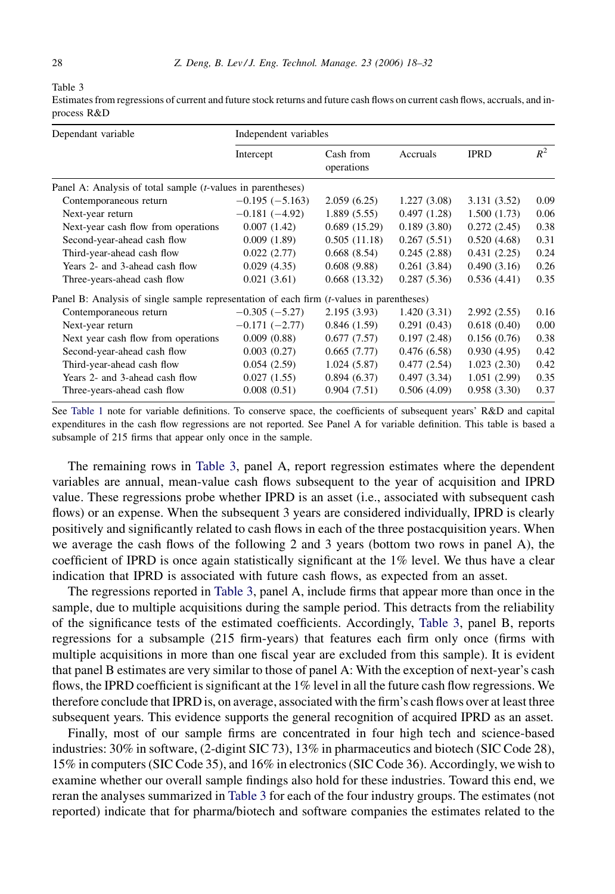Table 3

Estimates from regressions of current and future stock returns and future cash flows on current cash flows, accruals, and in-process R&D

| Dependant variable | Independent variables | | | | |
|---|---|---|---|---|---|
| | Intercept | Cash from operations | Accruals | IPRD | $R^2$ |
| *Panel A: Analysis of total sample (t-values in parentheses)* | | | | | |
| Contemporaneous return | −0.195 (−5.163) | 2.059 (6.25) | 1.227 (3.08) | 3.131 (3.52) | 0.09 |
| Next-year return | −0.181 (−4.92) | 1.889 (5.55) | 0.497 (1.28) | 1.500 (1.73) | 0.06 |
| Next-year cash flow from operations | 0.007 (1.42) | 0.689 (15.29) | 0.189 (3.80) | 0.272 (2.45) | 0.38 |
| Second-year-ahead cash flow | 0.009 (1.89) | 0.505 (11.18) | 0.267 (5.51) | 0.520 (4.68) | 0.31 |
| Third-year-ahead cash flow | 0.022 (2.77) | 0.668 (8.54) | 0.245 (2.88) | 0.431 (2.25) | 0.24 |
| Years 2- and 3-ahead cash flow | 0.029 (4.35) | 0.608 (9.88) | 0.261 (3.84) | 0.490 (3.16) | 0.26 |
| Three-years-ahead cash flow | 0.021 (3.61) | 0.668 (13.32) | 0.287 (5.36) | 0.536 (4.41) | 0.35 |
| *Panel B: Analysis of single sample representation of each firm (t-values in parentheses)* | | | | | |
| Contemporaneous return | −0.305 (−5.27) | 2.195 (3.93) | 1.420 (3.31) | 2.992 (2.55) | 0.16 |
| Next-year return | −0.171 (−2.77) | 0.846 (1.59) | 0.291 (0.43) | 0.618 (0.40) | 0.00 |
| Next year cash flow from operations | 0.009 (0.88) | 0.677 (7.57) | 0.197 (2.48) | 0.156 (0.76) | 0.38 |
| Second-year-ahead cash flow | 0.003 (0.27) | 0.665 (7.77) | 0.476 (6.58) | 0.930 (4.95) | 0.42 |
| Third-year-ahead cash flow | 0.054 (2.59) | 1.024 (5.87) | 0.477 (2.54) | 1.023 (2.30) | 0.42 |
| Years 2- and 3-ahead cash flow | 0.027 (1.55) | 0.894 (6.37) | 0.497 (3.34) | 1.051 (2.99) | 0.35 |
| Three-years-ahead cash flow | 0.008 (0.51) | 0.904 (7.51) | 0.506 (4.09) | 0.958 (3.30) | 0.37 |

See Table 1 note for variable definitions. To conserve space, the coefficients of subsequent years' R&D and capital expenditures in the cash flow regressions are not reported. See Panel A for variable definition. This table is based a subsample of 215 firms that appear only once in the sample.

The remaining rows in Table 3, panel A, report regression estimates where the dependent variables are annual, mean-value cash flows subsequent to the year of acquisition and IPRD value. These regressions probe whether IPRD is an asset (i.e., associated with subsequent cash flows) or an expense. When the subsequent 3 years are considered individually, IPRD is clearly positively and significantly related to cash flows in each of the three postacquisition years. When we average the cash flows of the following 2 and 3 years (bottom two rows in panel A), the coefficient of IPRD is once again statistically significant at the 1% level. We thus have a clear indication that IPRD is associated with future cash flows, as expected from an asset.

The regressions reported in Table 3, panel A, include firms that appear more than once in the sample, due to multiple acquisitions during the sample period. This detracts from the reliability of the significance tests of the estimated coefficients. Accordingly, Table 3, panel B, reports regressions for a subsample (215 firm-years) that features each firm only once (firms with multiple acquisitions in more than one fiscal year are excluded from this sample). It is evident that panel B estimates are very similar to those of panel A: With the exception of next-year's cash flows, the IPRD coefficient is significant at the 1% level in all the future cash flow regressions. We therefore conclude that IPRD is, on average, associated with the firm's cash flows over at least three subsequent years. This evidence supports the general recognition of acquired IPRD as an asset.

Finally, most of our sample firms are concentrated in four high tech and science-based industries: 30% in software, (2-digint SIC 73), 13% in pharmaceutics and biotech (SIC Code 28), 15% in computers (SIC Code 35), and 16% in electronics (SIC Code 36). Accordingly, we wish to examine whether our overall sample findings also hold for these industries. Toward this end, we reran the analyses summarized in Table 3 for each of the four industry groups. The estimates (not reported) indicate that for pharma/biotech and software companies the estimates related to the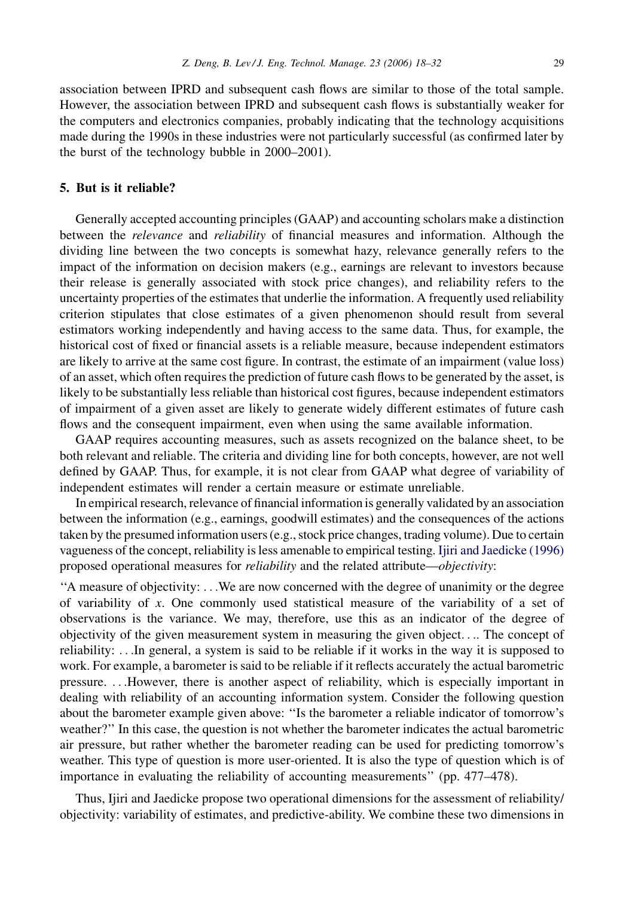association between IPRD and subsequent cash flows are similar to those of the total sample. However, the association between IPRD and subsequent cash flows is substantially weaker for the computers and electronics companies, probably indicating that the technology acquisitions made during the 1990s in these industries were not particularly successful (as confirmed later by the burst of the technology bubble in 2000–2001).

## 5. But is it reliable?

Generally accepted accounting principles (GAAP) and accounting scholars make a distinction between the *relevance* and *reliability* of financial measures and information. Although the dividing line between the two concepts is somewhat hazy, relevance generally refers to the impact of the information on decision makers (e.g., earnings are relevant to investors because their release is generally associated with stock price changes), and reliability refers to the uncertainty properties of the estimates that underlie the information. A frequently used reliability criterion stipulates that close estimates of a given phenomenon should result from several estimators working independently and having access to the same data. Thus, for example, the historical cost of fixed or financial assets is a reliable measure, because independent estimators are likely to arrive at the same cost figure. In contrast, the estimate of an impairment (value loss) of an asset, which often requires the prediction of future cash flows to be generated by the asset, is likely to be substantially less reliable than historical cost figures, because independent estimators of impairment of a given asset are likely to generate widely different estimates of future cash flows and the consequent impairment, even when using the same available information.

GAAP requires accounting measures, such as assets recognized on the balance sheet, to be both relevant and reliable. The criteria and dividing line for both concepts, however, are not well defined by GAAP. Thus, for example, it is not clear from GAAP what degree of variability of independent estimates will render a certain measure or estimate unreliable.

In empirical research, relevance of financial information is generally validated by an association between the information (e.g., earnings, goodwill estimates) and the consequences of the actions taken by the presumed information users (e.g., stock price changes, trading volume). Due to certain vagueness of the concept, reliability is less amenable to empirical testing. Ijiri and Jaedicke (1996) proposed operational measures for *reliability* and the related attribute—*objectivity*:

"A measure of objectivity: . . .We are now concerned with the degree of unanimity or the degree of variability of $x$. One commonly used statistical measure of the variability of a set of observations is the variance. We may, therefore, use this as an indicator of the degree of objectivity of the given measurement system in measuring the given object. . .. The concept of reliability: . . .In general, a system is said to be reliable if it works in the way it is supposed to work. For example, a barometer is said to be reliable if it reflects accurately the actual barometric pressure. . . .However, there is another aspect of reliability, which is especially important in dealing with reliability of an accounting information system. Consider the following question about the barometer example given above: "Is the barometer a reliable indicator of tomorrow's weather?" In this case, the question is not whether the barometer indicates the actual barometric air pressure, but rather whether the barometer reading can be used for predicting tomorrow's weather. This type of question is more user-oriented. It is also the type of question which is of importance in evaluating the reliability of accounting measurements" (pp. 477–478).

Thus, Ijiri and Jaedicke propose two operational dimensions for the assessment of reliability/objectivity: variability of estimates, and predictive-ability. We combine these two dimensions in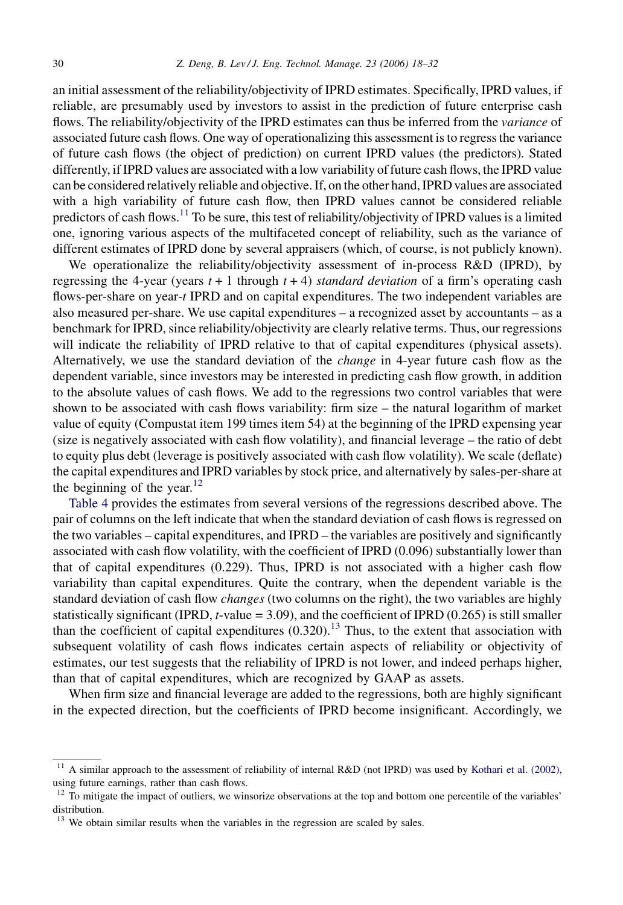an initial assessment of the reliability/objectivity of IPRD estimates. Specifically, IPRD values, if reliable, are presumably used by investors to assist in the prediction of future enterprise cash flows. The reliability/objectivity of the IPRD estimates can thus be inferred from the *variance* of associated future cash flows. One way of operationalizing this assessment is to regress the variance of future cash flows (the object of prediction) on current IPRD values (the predictors). Stated differently, if IPRD values are associated with a low variability of future cash flows, the IPRD value can be considered relatively reliable and objective. If, on the other hand, IPRD values are associated with a high variability of future cash flow, then IPRD values cannot be considered reliable predictors of cash flows.[11] To be sure, this test of reliability/objectivity of IPRD values is a limited one, ignoring various aspects of the multifaceted concept of reliability, such as the variance of different estimates of IPRD done by several appraisers (which, of course, is not publicly known).

We operationalize the reliability/objectivity assessment of in-process R&D (IPRD), by regressing the 4-year (years $t + 1$ through $t + 4$) *standard deviation* of a firm's operating cash flows-per-share on year-$t$ IPRD and on capital expenditures. The two independent variables are also measured per-share. We use capital expenditures – a recognized asset by accountants – as a benchmark for IPRD, since reliability/objectivity are clearly relative terms. Thus, our regressions will indicate the reliability of IPRD relative to that of capital expenditures (physical assets). Alternatively, we use the standard deviation of the *change* in 4-year future cash flow as the dependent variable, since investors may be interested in predicting cash flow growth, in addition to the absolute values of cash flows. We add to the regressions two control variables that were shown to be associated with cash flows variability: firm size – the natural logarithm of market value of equity (Compustat item 199 times item 54) at the beginning of the IPRD expensing year (size is negatively associated with cash flow volatility), and financial leverage – the ratio of debt to equity plus debt (leverage is positively associated with cash flow volatility). We scale (deflate) the capital expenditures and IPRD variables by stock price, and alternatively by sales-per-share at the beginning of the year.[12]

Table 4 provides the estimates from several versions of the regressions described above. The pair of columns on the left indicate that when the standard deviation of cash flows is regressed on the two variables – capital expenditures, and IPRD – the variables are positively and significantly associated with cash flow volatility, with the coefficient of IPRD (0.096) substantially lower than that of capital expenditures (0.229). Thus, IPRD is not associated with a higher cash flow variability than capital expenditures. Quite the contrary, when the dependent variable is the standard deviation of cash flow *changes* (two columns on the right), the two variables are highly statistically significant (IPRD, $t$-value = 3.09), and the coefficient of IPRD (0.265) is still smaller than the coefficient of capital expenditures (0.320).[13] Thus, to the extent that association with subsequent volatility of cash flows indicates certain aspects of reliability or objectivity of estimates, our test suggests that the reliability of IPRD is not lower, and indeed perhaps higher, than that of capital expenditures, which are recognized by GAAP as assets.

When firm size and financial leverage are added to the regressions, both are highly significant in the expected direction, but the coefficients of IPRD become insignificant. Accordingly, we

[11] A similar approach to the assessment of reliability of internal R&D (not IPRD) was used by Kothari et al. (2002), using future earnings, rather than cash flows.

[12] To mitigate the impact of outliers, we winsorize observations at the top and bottom one percentile of the variables' distribution.

[13] We obtain similar results when the variables in the regression are scaled by sales.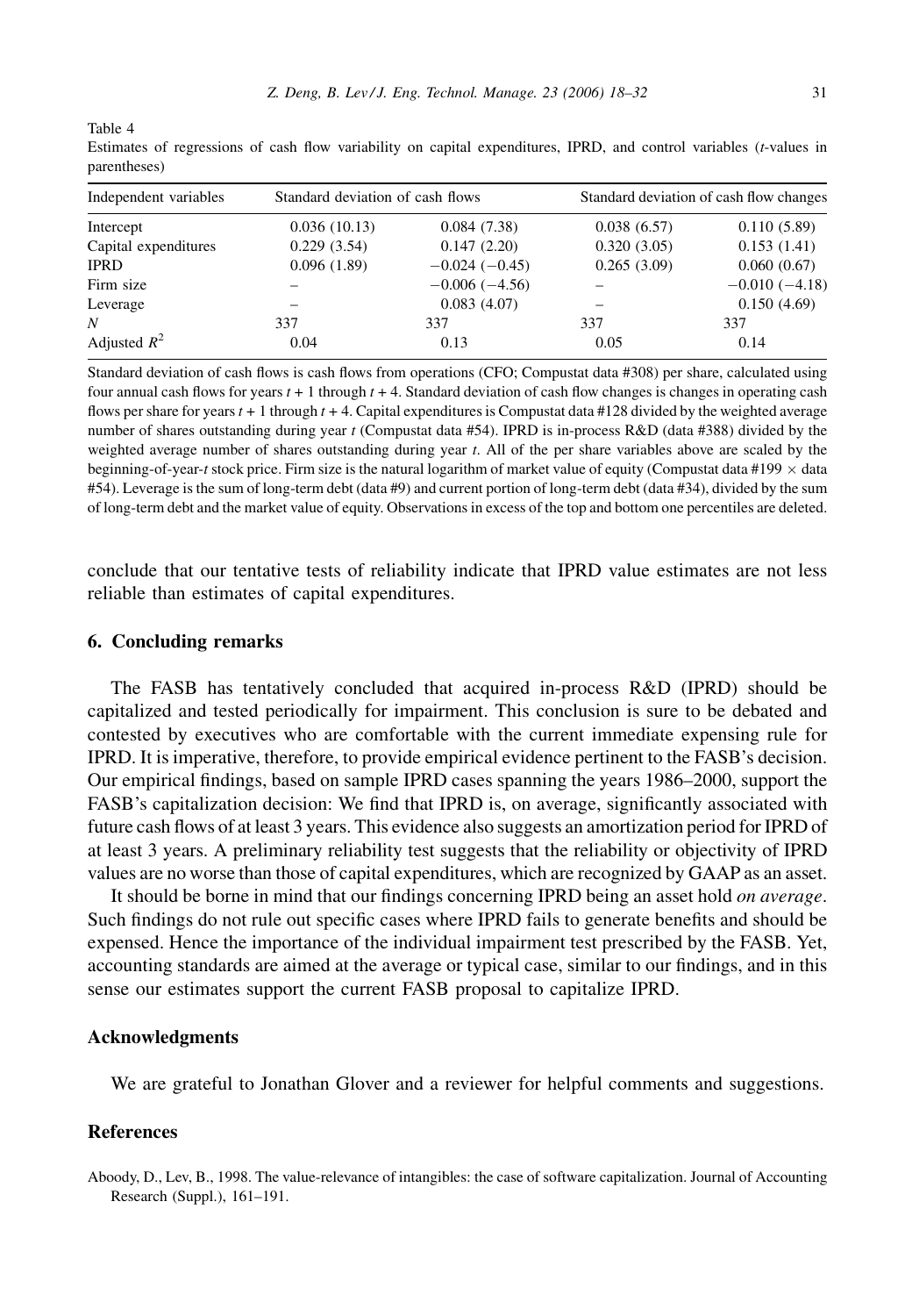Table 4
Estimates of regressions of cash flow variability on capital expenditures, IPRD, and control variables (*t*-values in parentheses)

| Independent variables | Standard deviation of cash flows | | Standard deviation of cash flow changes | |
|---|---|---|---|---|
| Intercept | 0.036 (10.13) | 0.084 (7.38) | 0.038 (6.57) | 0.110 (5.89) |
| Capital expenditures | 0.229 (3.54) | 0.147 (2.20) | 0.320 (3.05) | 0.153 (1.41) |
| IPRD | 0.096 (1.89) | −0.024 (−0.45) | 0.265 (3.09) | 0.060 (0.67) |
| Firm size | – | −0.006 (−4.56) | – | −0.010 (−4.18) |
| Leverage | – | 0.083 (4.07) | – | 0.150 (4.69) |
| *N* | 337 | 337 | 337 | 337 |
| Adjusted $R^2$ | 0.04 | 0.13 | 0.05 | 0.14 |

Standard deviation of cash flows is cash flows from operations (CFO; Compustat data #308) per share, calculated using four annual cash flows for years $t + 1$ through $t + 4$. Standard deviation of cash flow changes is changes in operating cash flows per share for years $t + 1$ through $t + 4$. Capital expenditures is Compustat data #128 divided by the weighted average number of shares outstanding during year $t$ (Compustat data #54). IPRD is in-process R&D (data #388) divided by the weighted average number of shares outstanding during year $t$. All of the per share variables above are scaled by the beginning-of-year-$t$ stock price. Firm size is the natural logarithm of market value of equity (Compustat data #199 × data #54). Leverage is the sum of long-term debt (data #9) and current portion of long-term debt (data #34), divided by the sum of long-term debt and the market value of equity. Observations in excess of the top and bottom one percentiles are deleted.

conclude that our tentative tests of reliability indicate that IPRD value estimates are not less reliable than estimates of capital expenditures.

## 6. Concluding remarks

The FASB has tentatively concluded that acquired in-process R&D (IPRD) should be capitalized and tested periodically for impairment. This conclusion is sure to be debated and contested by executives who are comfortable with the current immediate expensing rule for IPRD. It is imperative, therefore, to provide empirical evidence pertinent to the FASB's decision. Our empirical findings, based on sample IPRD cases spanning the years 1986–2000, support the FASB's capitalization decision: We find that IPRD is, on average, significantly associated with future cash flows of at least 3 years. This evidence also suggests an amortization period for IPRD of at least 3 years. A preliminary reliability test suggests that the reliability or objectivity of IPRD values are no worse than those of capital expenditures, which are recognized by GAAP as an asset.

It should be borne in mind that our findings concerning IPRD being an asset hold *on average*. Such findings do not rule out specific cases where IPRD fails to generate benefits and should be expensed. Hence the importance of the individual impairment test prescribed by the FASB. Yet, accounting standards are aimed at the average or typical case, similar to our findings, and in this sense our estimates support the current FASB proposal to capitalize IPRD.

## Acknowledgments

We are grateful to Jonathan Glover and a reviewer for helpful comments and suggestions.

## References

Aboody, D., Lev, B., 1998. The value-relevance of intangibles: the case of software capitalization. Journal of Accounting Research (Suppl.), 161–191.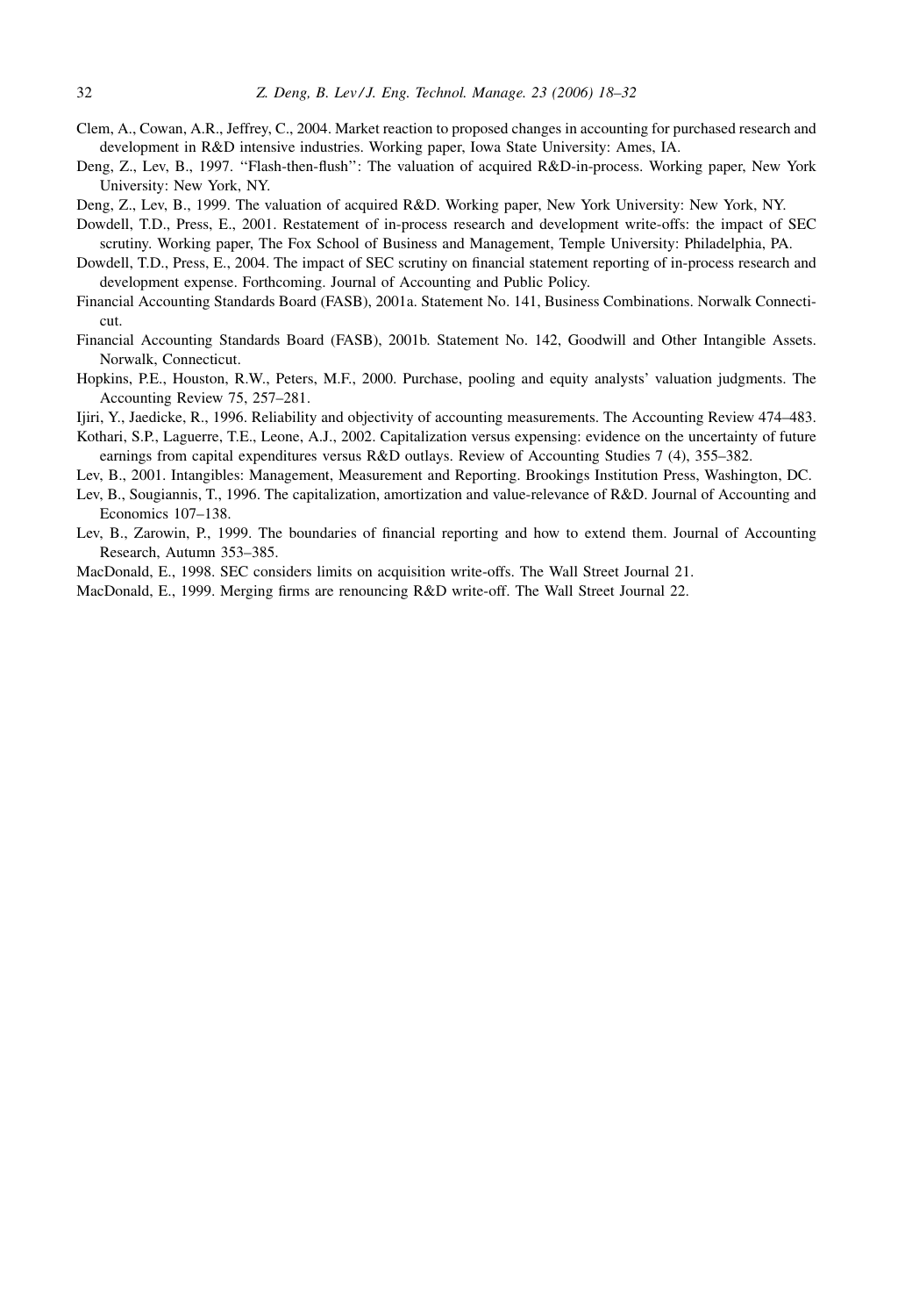Clem, A., Cowan, A.R., Jeffrey, C., 2004. Market reaction to proposed changes in accounting for purchased research and development in R&D intensive industries. Working paper, Iowa State University: Ames, IA.

Deng, Z., Lev, B., 1997. ''Flash-then-flush'': The valuation of acquired R&D-in-process. Working paper, New York University: New York, NY.

Deng, Z., Lev, B., 1999. The valuation of acquired R&D. Working paper, New York University: New York, NY.

Dowdell, T.D., Press, E., 2001. Restatement of in-process research and development write-offs: the impact of SEC scrutiny. Working paper, The Fox School of Business and Management, Temple University: Philadelphia, PA.

Dowdell, T.D., Press, E., 2004. The impact of SEC scrutiny on financial statement reporting of in-process research and development expense. Forthcoming. Journal of Accounting and Public Policy.

Financial Accounting Standards Board (FASB), 2001a. Statement No. 141, Business Combinations. Norwalk Connecticut.

Financial Accounting Standards Board (FASB), 2001b. Statement No. 142, Goodwill and Other Intangible Assets. Norwalk, Connecticut.

Hopkins, P.E., Houston, R.W., Peters, M.F., 2000. Purchase, pooling and equity analysts' valuation judgments. The Accounting Review 75, 257–281.

Ijiri, Y., Jaedicke, R., 1996. Reliability and objectivity of accounting measurements. The Accounting Review 474–483.

Kothari, S.P., Laguerre, T.E., Leone, A.J., 2002. Capitalization versus expensing: evidence on the uncertainty of future earnings from capital expenditures versus R&D outlays. Review of Accounting Studies 7 (4), 355–382.

Lev, B., 2001. Intangibles: Management, Measurement and Reporting. Brookings Institution Press, Washington, DC.

Lev, B., Sougiannis, T., 1996. The capitalization, amortization and value-relevance of R&D. Journal of Accounting and Economics 107–138.

Lev, B., Zarowin, P., 1999. The boundaries of financial reporting and how to extend them. Journal of Accounting Research, Autumn 353–385.

MacDonald, E., 1998. SEC considers limits on acquisition write-offs. The Wall Street Journal 21.

MacDonald, E., 1999. Merging firms are renouncing R&D write-off. The Wall Street Journal 22.